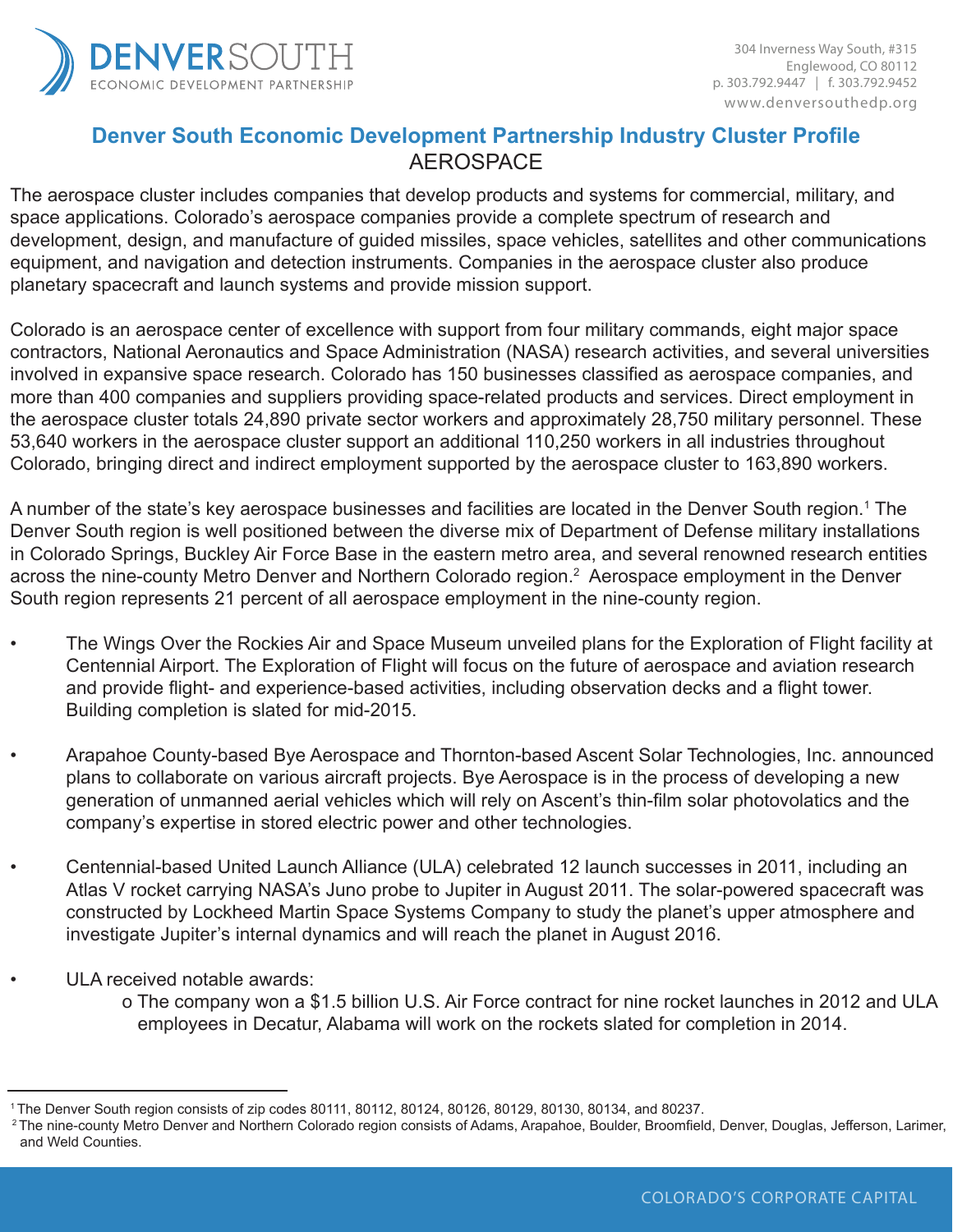# Denver South Economic Development Partnership Industry Cluster Profile

## AEROSPACE

The aerospace cluster includes companies that develop products and systems for commercial, military, and space applications. Colorado's aerospace companies provide a complete spectrum of research and development, design, and manufacture of guided missiles, space vehicles, satellites and other communications equipment, and navigation and detection instruments. Companies in the aerospace cluster also produce planetary spacecraft and launch systems and provide mission support.

Colorado is an aerospace center of excellence with support from four military commands, eight major space contractors, National Aeronautics and Space Administration (NASA) research activities, and several universities involved in expansive space research. Colorado has 150 businesses classified as aerospace companies, and more than 400 companies and suppliers providing space-related products and services. Direct employment in the aerospace cluster totals 24,890 private sector workers and approximately 28,750 military personnel. These 53,640 workers in the aerospace cluster support an additional 110,250 workers in all industries throughout Colorado, bringing direct and indirect employment supported by the aerospace cluster to 163,890 workers.

A number of the state's key aerospace businesses and facilities are located in the Denver South region.[1] The Denver South region is well positioned between the diverse mix of Department of Defense military installations in Colorado Springs, Buckley Air Force Base in the eastern metro area, and several renowned research entities across the nine-county Metro Denver and Northern Colorado region.[2] Aerospace employment in the Denver South region represents 21 percent of all aerospace employment in the nine-county region.

- The Wings Over the Rockies Air and Space Museum unveiled plans for the Exploration of Flight facility at Centennial Airport. The Exploration of Flight will focus on the future of aerospace and aviation research and provide flight- and experience-based activities, including observation decks and a flight tower. Building completion is slated for mid-2015.
- Arapahoe County-based Bye Aerospace and Thornton-based Ascent Solar Technologies, Inc. announced plans to collaborate on various aircraft projects. Bye Aerospace is in the process of developing a new generation of unmanned aerial vehicles which will rely on Ascent's thin-film solar photovolatics and the company's expertise in stored electric power and other technologies.
- Centennial-based United Launch Alliance (ULA) celebrated 12 launch successes in 2011, including an Atlas V rocket carrying NASA's Juno probe to Jupiter in August 2011. The solar-powered spacecraft was constructed by Lockheed Martin Space Systems Company to study the planet's upper atmosphere and investigate Jupiter's internal dynamics and will reach the planet in August 2016.
- ULA received notable awards:
  - The company won a $1.5 billion U.S. Air Force contract for nine rocket launches in 2012 and ULA employees in Decatur, Alabama will work on the rockets slated for completion in 2014.

---

[1] The Denver South region consists of zip codes 80111, 80112, 80124, 80126, 80129, 80130, 80134, and 80237.

[2] The nine-county Metro Denver and Northern Colorado region consists of Adams, Arapahoe, Boulder, Broomfield, Denver, Douglas, Jefferson, Larimer, and Weld Counties.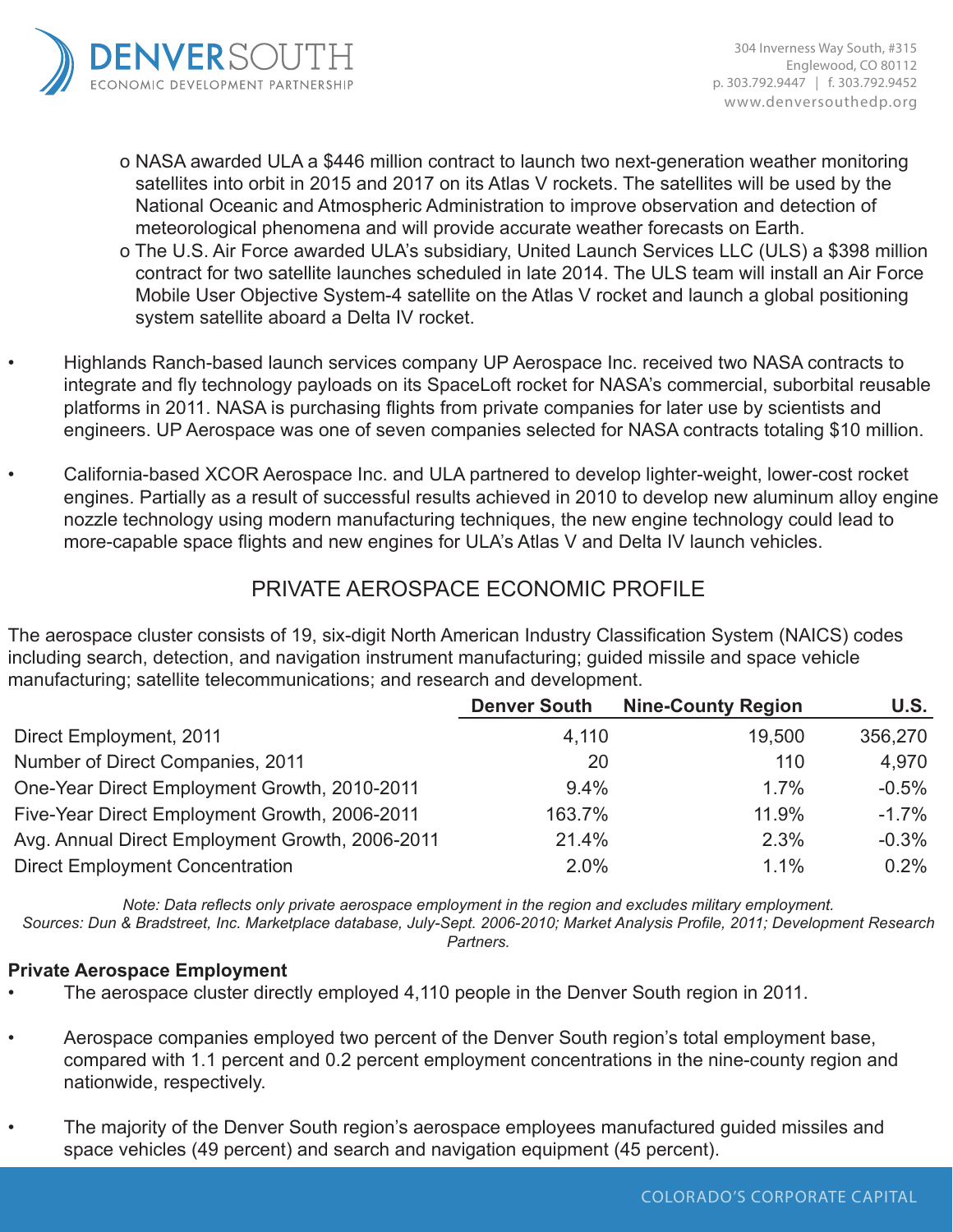o NASA awarded ULA a $446 million contract to launch two next-generation weather monitoring satellites into orbit in 2015 and 2017 on its Atlas V rockets. The satellites will be used by the National Oceanic and Atmospheric Administration to improve observation and detection of meteorological phenomena and will provide accurate weather forecasts on Earth.

o The U.S. Air Force awarded ULA's subsidiary, United Launch Services LLC (ULS) a $398 million contract for two satellite launches scheduled in late 2014. The ULS team will install an Air Force Mobile User Objective System-4 satellite on the Atlas V rocket and launch a global positioning system satellite aboard a Delta IV rocket.

- Highlands Ranch-based launch services company UP Aerospace Inc. received two NASA contracts to integrate and fly technology payloads on its SpaceLoft rocket for NASA's commercial, suborbital reusable platforms in 2011. NASA is purchasing flights from private companies for later use by scientists and engineers. UP Aerospace was one of seven companies selected for NASA contracts totaling $10 million.

- California-based XCOR Aerospace Inc. and ULA partnered to develop lighter-weight, lower-cost rocket engines. Partially as a result of successful results achieved in 2010 to develop new aluminum alloy engine nozzle technology using modern manufacturing techniques, the new engine technology could lead to more-capable space flights and new engines for ULA's Atlas V and Delta IV launch vehicles.

## PRIVATE AEROSPACE ECONOMIC PROFILE

The aerospace cluster consists of 19, six-digit North American Industry Classification System (NAICS) codes including search, detection, and navigation instrument manufacturing; guided missile and space vehicle manufacturing; satellite telecommunications; and research and development.

| | Denver South | Nine-County Region | U.S. |
|---|---|---|---|
| Direct Employment, 2011 | 4,110 | 19,500 | 356,270 |
| Number of Direct Companies, 2011 | 20 | 110 | 4,970 |
| One-Year Direct Employment Growth, 2010-2011 | 9.4% | 1.7% | -0.5% |
| Five-Year Direct Employment Growth, 2006-2011 | 163.7% | 11.9% | -1.7% |
| Avg. Annual Direct Employment Growth, 2006-2011 | 21.4% | 2.3% | -0.3% |
| Direct Employment Concentration | 2.0% | 1.1% | 0.2% |

*Note: Data reflects only private aerospace employment in the region and excludes military employment.*
*Sources: Dun & Bradstreet, Inc. Marketplace database, July-Sept. 2006-2010; Market Analysis Profile, 2011; Development Research Partners.*

**Private Aerospace Employment**

- The aerospace cluster directly employed 4,110 people in the Denver South region in 2011.

- Aerospace companies employed two percent of the Denver South region's total employment base, compared with 1.1 percent and 0.2 percent employment concentrations in the nine-county region and nationwide, respectively.

- The majority of the Denver South region's aerospace employees manufactured guided missiles and space vehicles (49 percent) and search and navigation equipment (45 percent).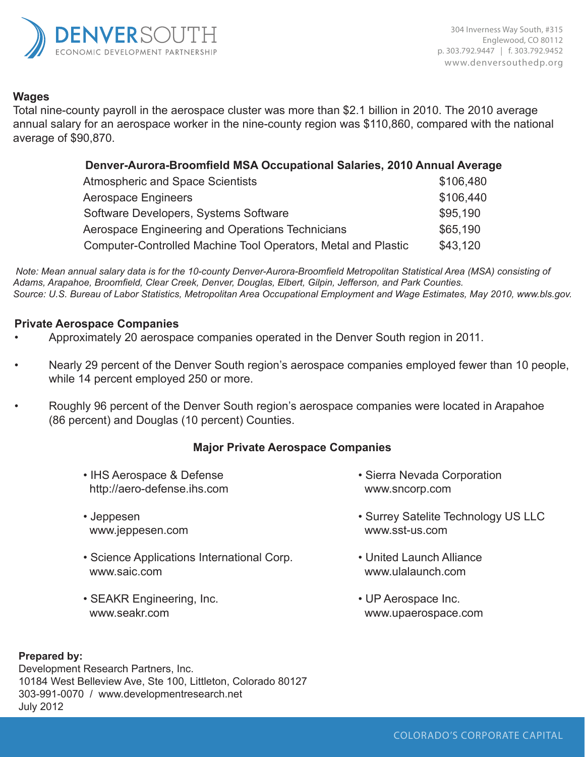## Wages

Total nine-county payroll in the aerospace cluster was more than $2.1 billion in 2010. The 2010 average annual salary for an aerospace worker in the nine-county region was $110,860, compared with the national average of $90,870.

**Denver-Aurora-Broomfield MSA Occupational Salaries, 2010 Annual Average**

| | |
|---|---|
| Atmospheric and Space Scientists | $106,480 |
| Aerospace Engineers | $106,440 |
| Software Developers, Systems Software | $95,190 |
| Aerospace Engineering and Operations Technicians | $65,190 |
| Computer-Controlled Machine Tool Operators, Metal and Plastic | $43,120 |

*Note: Mean annual salary data is for the 10-county Denver-Aurora-Broomfield Metropolitan Statistical Area (MSA) consisting of Adams, Arapahoe, Broomfield, Clear Creek, Denver, Douglas, Elbert, Gilpin, Jefferson, and Park Counties.*
*Source: U.S. Bureau of Labor Statistics, Metropolitan Area Occupational Employment and Wage Estimates, May 2010, www.bls.gov.*

## Private Aerospace Companies

- Approximately 20 aerospace companies operated in the Denver South region in 2011.
- Nearly 29 percent of the Denver South region's aerospace companies employed fewer than 10 people, while 14 percent employed 250 or more.
- Roughly 96 percent of the Denver South region's aerospace companies were located in Arapahoe (86 percent) and Douglas (10 percent) Counties.

### Major Private Aerospace Companies

- IHS Aerospace & Defense
  http://aero-defense.ihs.com
- Jeppesen
  www.jeppesen.com
- Science Applications International Corp.
  www.saic.com
- SEAKR Engineering, Inc.
  www.seakr.com
- Sierra Nevada Corporation
  www.sncorp.com
- Surrey Satelite Technology US LLC
  www.sst-us.com
- United Launch Alliance
  www.ulalaunch.com
- UP Aerospace Inc.
  www.upaerospace.com

**Prepared by:**
Development Research Partners, Inc.
10184 West Belleview Ave, Ste 100, Littleton, Colorado 80127
303-991-0070 / www.developmentresearch.net
July 2012